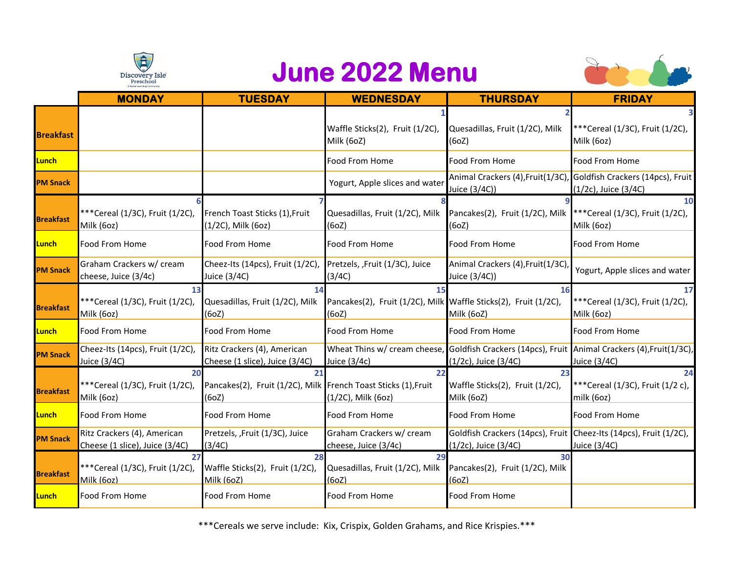Discovery Isle Preschool

# June 2022 Menu

| | MONDAY | TUESDAY | WEDNESDAY | THURSDAY | FRIDAY |
|---|---|---|---|---|---|
| **Breakfast** | | | 1<br>Waffle Sticks(2), Fruit (1/2C), Milk (6oZ) | 2<br>Quesadillas, Fruit (1/2C), Milk (6oZ) | 3<br>***Cereal (1/3C), Fruit (1/2C), Milk (6oz) |
| **Lunch** | | | Food From Home | Food From Home | Food From Home |
| **PM Snack** | | | Yogurt, Apple slices and water | Animal Crackers (4),Fruit(1/3C), Juice (3/4C)) | Goldfish Crackers (14pcs), Fruit (1/2c), Juice (3/4C) |
| **Breakfast** | 6<br>***Cereal (1/3C), Fruit (1/2C), Milk (6oz) | 7<br>French Toast Sticks (1),Fruit (1/2C), Milk (6oz) | 8<br>Quesadillas, Fruit (1/2C), Milk (6oZ) | 9<br>Pancakes(2), Fruit (1/2C), Milk (6oZ) | 10<br>***Cereal (1/3C), Fruit (1/2C), Milk (6oz) |
| **Lunch** | Food From Home | Food From Home | Food From Home | Food From Home | Food From Home |
| **PM Snack** | Graham Crackers w/ cream cheese, Juice (3/4c) | Cheez-Its (14pcs), Fruit (1/2C), Juice (3/4C) | Pretzels, ,Fruit (1/3C), Juice (3/4C) | Animal Crackers (4),Fruit(1/3C), Juice (3/4C)) | Yogurt, Apple slices and water |
| **Breakfast** | 13<br>***Cereal (1/3C), Fruit (1/2C), Milk (6oz) | 14<br>Quesadillas, Fruit (1/2C), Milk (6oZ) | 15<br>Pancakes(2), Fruit (1/2C), Milk (6oZ) | 16<br>Waffle Sticks(2), Fruit (1/2C), Milk (6oZ) | 17<br>***Cereal (1/3C), Fruit (1/2C), Milk (6oz) |
| **Lunch** | Food From Home | Food From Home | Food From Home | Food From Home | Food From Home |
| **PM Snack** | Cheez-Its (14pcs), Fruit (1/2C), Juice (3/4C) | Ritz Crackers (4), American Cheese (1 slice), Juice (3/4C) | Wheat Thins w/ cream cheese, Juice (3/4c) | Goldfish Crackers (14pcs), Fruit (1/2c), Juice (3/4C) | Animal Crackers (4),Fruit(1/3C), Juice (3/4C) |
| **Breakfast** | 20<br>***Cereal (1/3C), Fruit (1/2C), Milk (6oz) | 21<br>Pancakes(2), Fruit (1/2C), Milk (6oZ) | 22<br>French Toast Sticks (1),Fruit (1/2C), Milk (6oz) | 23<br>Waffle Sticks(2), Fruit (1/2C), Milk (6oZ) | 24<br>***Cereal (1/3C), Fruit (1/2 c), milk (6oz) |
| **Lunch** | Food From Home | Food From Home | Food From Home | Food From Home | Food From Home |
| **PM Snack** | Ritz Crackers (4), American Cheese (1 slice), Juice (3/4C) | Pretzels, ,Fruit (1/3C), Juice (3/4C) | Graham Crackers w/ cream cheese, Juice (3/4c) | Goldfish Crackers (14pcs), Fruit (1/2c), Juice (3/4C) | Cheez-Its (14pcs), Fruit (1/2C), Juice (3/4C) |
| **Breakfast** | 27<br>***Cereal (1/3C), Fruit (1/2C), Milk (6oz) | 28<br>Waffle Sticks(2), Fruit (1/2C), Milk (6oZ) | 29<br>Quesadillas, Fruit (1/2C), Milk (6oZ) | 30<br>Pancakes(2), Fruit (1/2C), Milk (6oZ) | |
| **Lunch** | Food From Home | Food From Home | Food From Home | Food From Home | |

***Cereals we serve include: Kix, Crispix, Golden Grahams, and Rice Krispies.***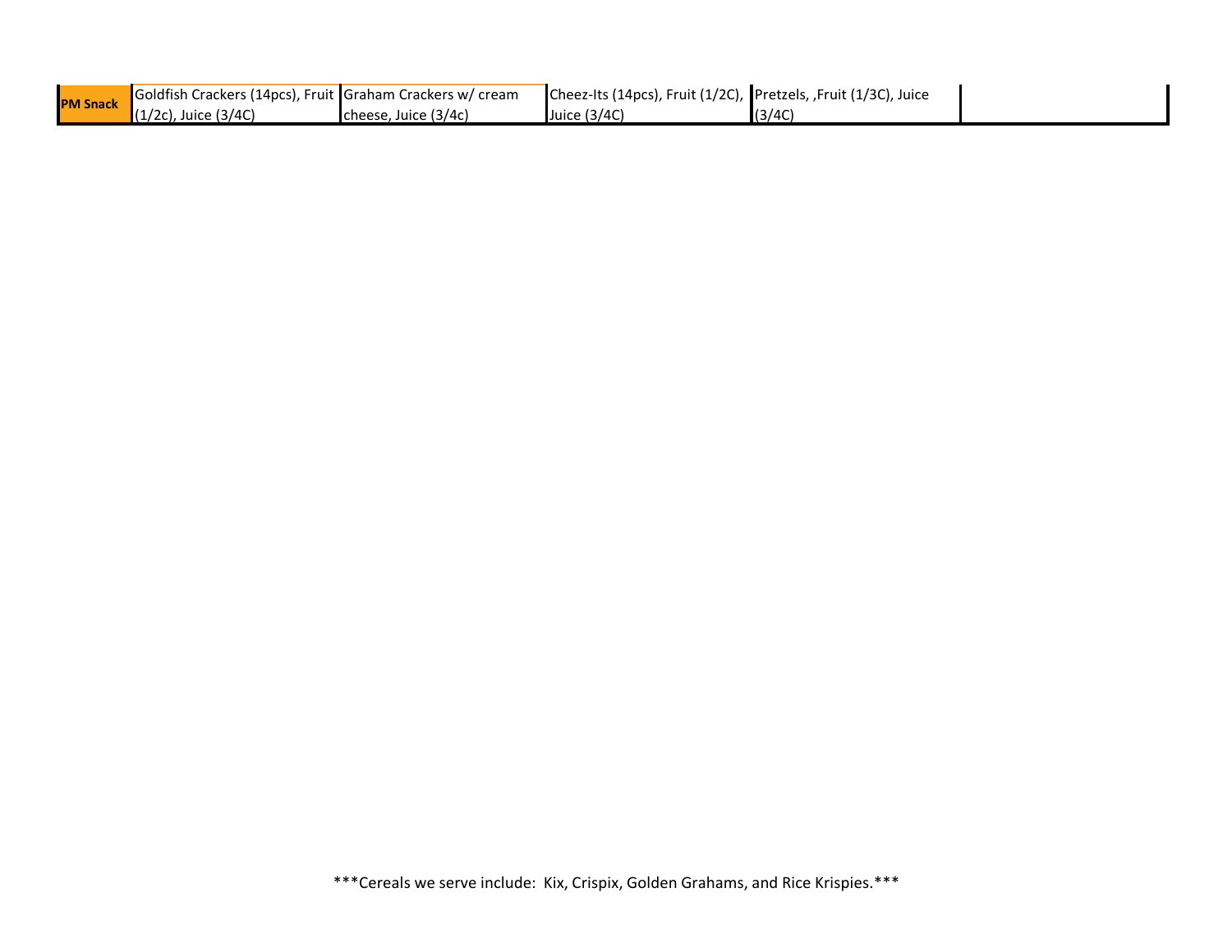| PM Snack | Goldfish Crackers (14pcs), Fruit (1/2c), Juice (3/4C) | Graham Crackers w/ cream cheese, Juice (3/4c) | Cheez-Its (14pcs), Fruit (1/2C), Juice (3/4C) | Pretzels, ,Fruit (1/3C), Juice (3/4C) | |
|---|---|---|---|---|---|

***Cereals we serve include: Kix, Crispix, Golden Grahams, and Rice Krispies.***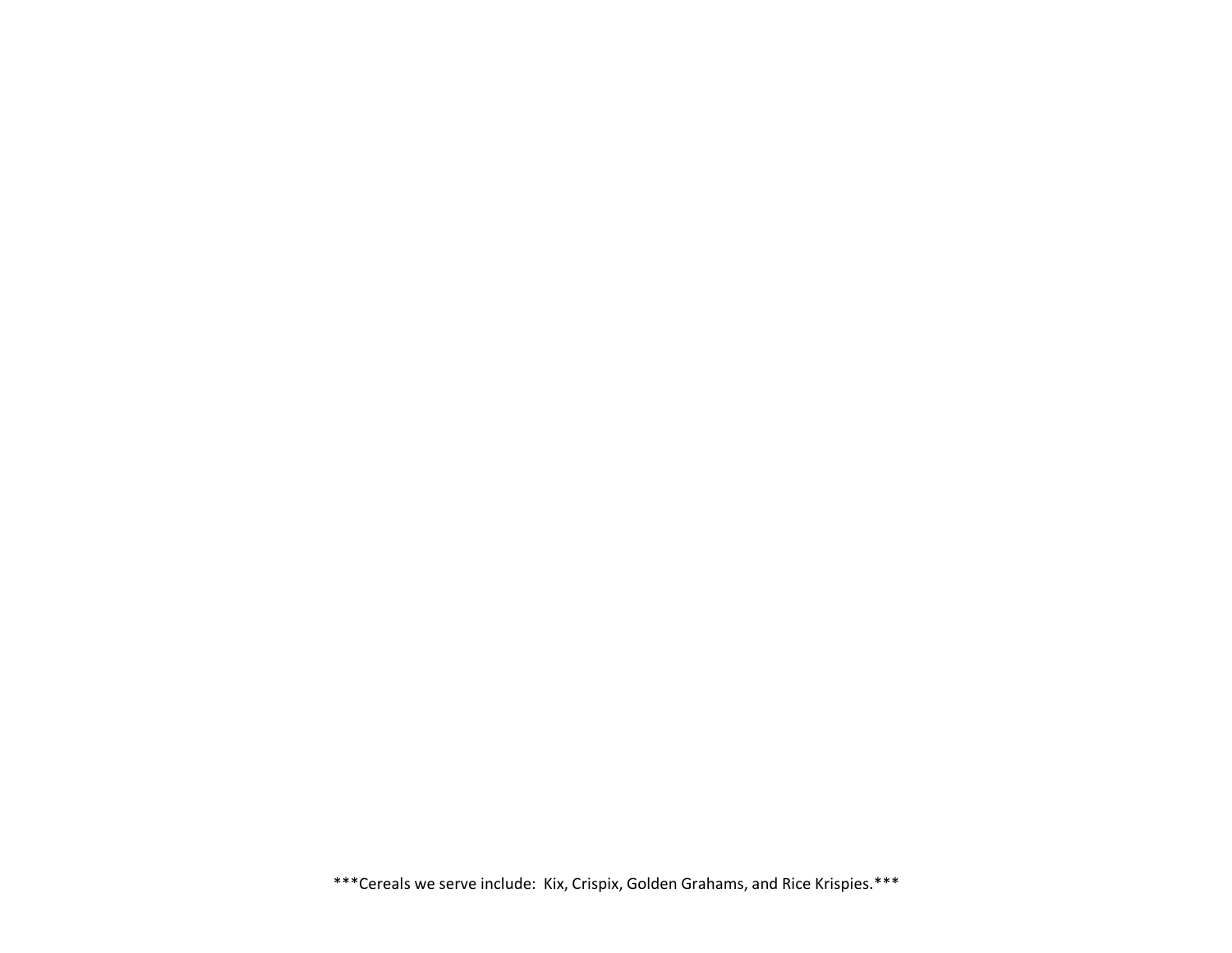***Cereals we serve include:  Kix, Crispix, Golden Grahams, and Rice Krispies.***